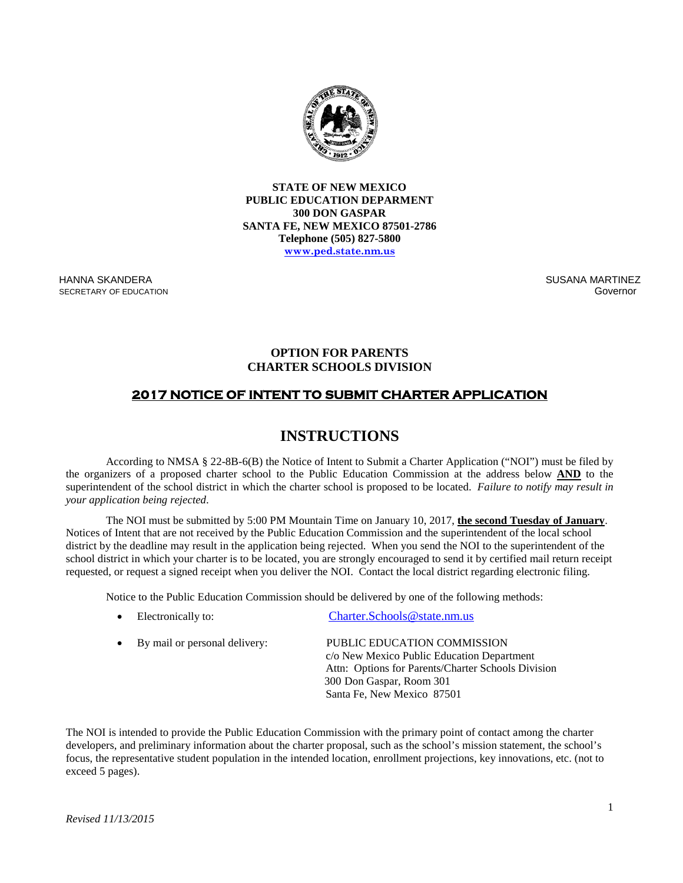**STATE OF NEW MEXICO**
**PUBLIC EDUCATION DEPARMENT**
**300 DON GASPAR**
**SANTA FE, NEW MEXICO 87501-2786**
**Telephone (505) 827-5800**
**www.ped.state.nm.us**

HANNA SKANDERA
SECRETARY OF EDUCATION

SUSANA MARTINEZ
Governor

**OPTION FOR PARENTS**
**CHARTER SCHOOLS DIVISION**

## 2017 NOTICE OF INTENT TO SUBMIT CHARTER APPLICATION

# INSTRUCTIONS

According to NMSA § 22-8B-6(B) the Notice of Intent to Submit a Charter Application ("NOI") must be filed by the organizers of a proposed charter school to the Public Education Commission at the address below **AND** to the superintendent of the school district in which the charter school is proposed to be located. *Failure to notify may result in your application being rejected*.

The NOI must be submitted by 5:00 PM Mountain Time on January 10, 2017, **the second Tuesday of January**. Notices of Intent that are not received by the Public Education Commission and the superintendent of the local school district by the deadline may result in the application being rejected. When you send the NOI to the superintendent of the school district in which your charter is to be located, you are strongly encouraged to send it by certified mail return receipt requested, or request a signed receipt when you deliver the NOI. Contact the local district regarding electronic filing.

Notice to the Public Education Commission should be delivered by one of the following methods:

- Electronically to: Charter.Schools@state.nm.us
- By mail or personal delivery:
  PUBLIC EDUCATION COMMISSION
  c/o New Mexico Public Education Department
  Attn: Options for Parents/Charter Schools Division
  300 Don Gaspar, Room 301
  Santa Fe, New Mexico 87501

The NOI is intended to provide the Public Education Commission with the primary point of contact among the charter developers, and preliminary information about the charter proposal, such as the school's mission statement, the school's focus, the representative student population in the intended location, enrollment projections, key innovations, etc. (not to exceed 5 pages).

*Revised 11/13/2015*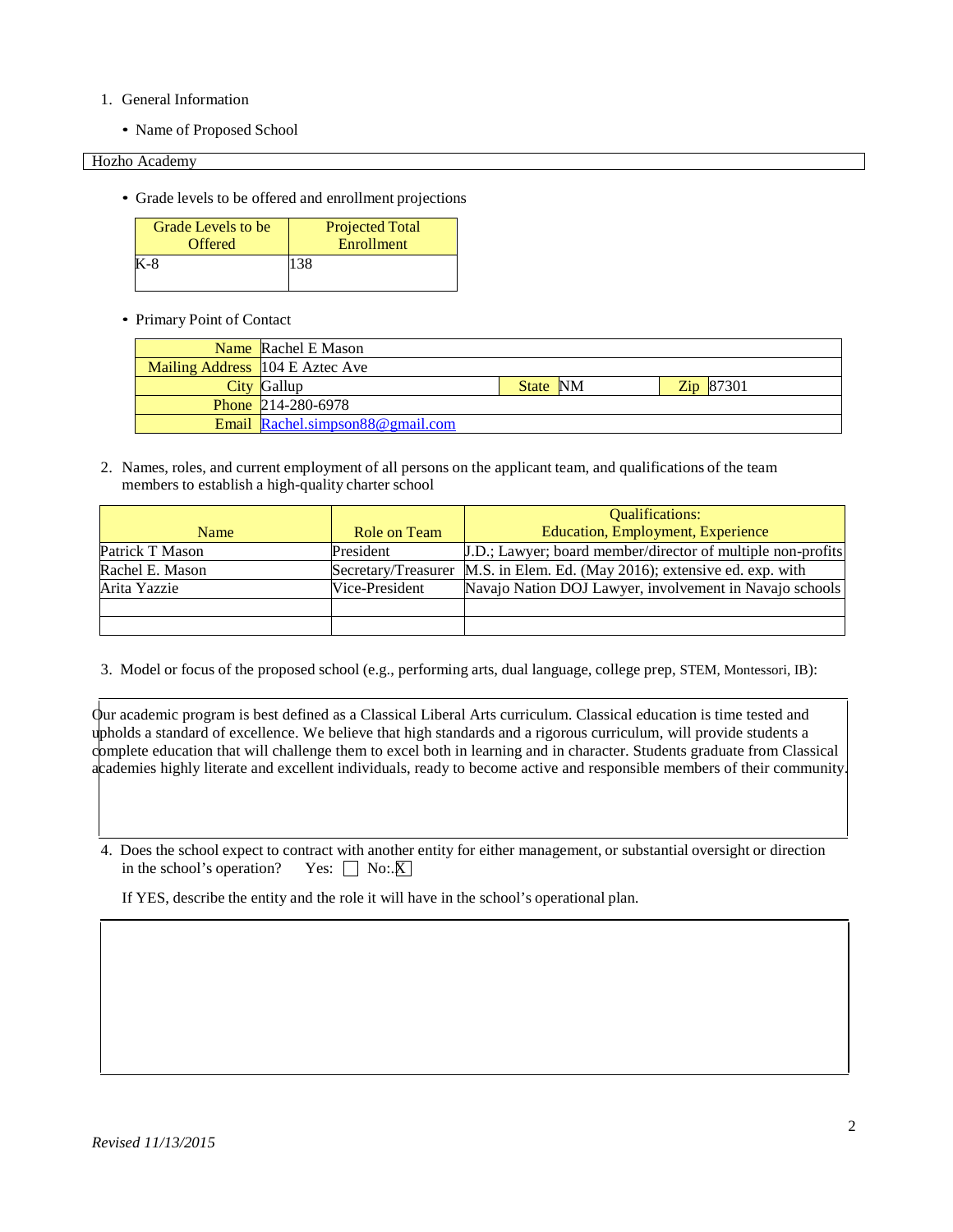1. General Information

   - Name of Proposed School

| Hozho Academy |
|---|

   - Grade levels to be offered and enrollment projections

| Grade Levels to be Offered | Projected Total Enrollment |
|---|---|
| K-8 | 138 |

   - Primary Point of Contact

| | | | | | |
|---|---|---|---|---|---|
| Name | Rachel E Mason | | | | |
| Mailing Address | 104 E Aztec Ave | | | | |
| City | Gallup | State | NM | Zip | 87301 |
| Phone | 214-280-6978 | | | | |
| Email | Rachel.simpson88@gmail.com | | | | |

2. Names, roles, and current employment of all persons on the applicant team, and qualifications of the team members to establish a high-quality charter school

| Name | Role on Team | Qualifications: Education, Employment, Experience |
|---|---|---|
| Patrick T Mason | President | J.D.; Lawyer; board member/director of multiple non-profits |
| Rachel E. Mason | Secretary/Treasurer | M.S. in Elem. Ed. (May 2016); extensive ed. exp. with |
| Arita Yazzie | Vice-President | Navajo Nation DOJ Lawyer, involvement in Navajo schools |
| | | |
| | | |

3. Model or focus of the proposed school (e.g., performing arts, dual language, college prep, STEM, Montessori, IB):

Our academic program is best defined as a Classical Liberal Arts curriculum. Classical education is time tested and upholds a standard of excellence. We believe that high standards and a rigorous curriculum, will provide students a complete education that will challenge them to excel both in learning and in character. Students graduate from Classical academies highly literate and excellent individuals, ready to become active and responsible members of their community.

4. Does the school expect to contract with another entity for either management, or substantial oversight or direction in the school's operation? Yes: ☐ No: ☒

   If YES, describe the entity and the role it will have in the school's operational plan.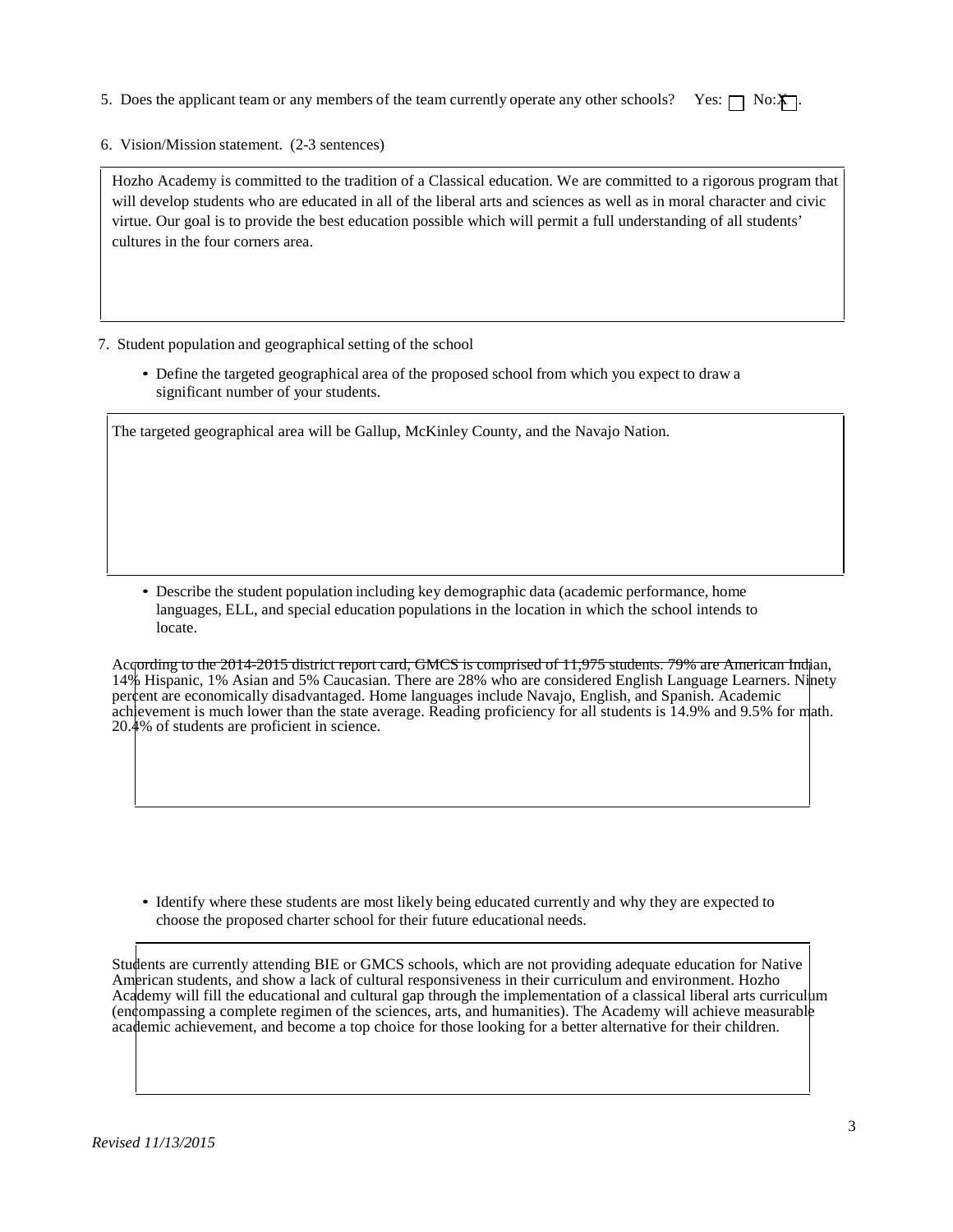5. Does the applicant team or any members of the team currently operate any other schools? Yes: ☐ No: X

6. Vision/Mission statement. (2-3 sentences)

Hozho Academy is committed to the tradition of a Classical education. We are committed to a rigorous program that will develop students who are educated in all of the liberal arts and sciences as well as in moral character and civic virtue. Our goal is to provide the best education possible which will permit a full understanding of all students' cultures in the four corners area.

7. Student population and geographical setting of the school

- Define the targeted geographical area of the proposed school from which you expect to draw a significant number of your students.

The targeted geographical area will be Gallup, McKinley County, and the Navajo Nation.

- Describe the student population including key demographic data (academic performance, home languages, ELL, and special education populations in the location in which the school intends to locate.

According to the 2014-2015 district report card, GMCS is comprised of 11,975 students. 79% are American Indian, 14% Hispanic, 1% Asian and 5% Caucasian. There are 28% who are considered English Language Learners. Ninety percent are economically disadvantaged. Home languages include Navajo, English, and Spanish. Academic achievement is much lower than the state average. Reading proficiency for all students is 14.9% and 9.5% for math. 20.4% of students are proficient in science.

- Identify where these students are most likely being educated currently and why they are expected to choose the proposed charter school for their future educational needs.

Students are currently attending BIE or GMCS schools, which are not providing adequate education for Native American students, and show a lack of cultural responsiveness in their curriculum and environment. Hozho Academy will fill the educational and cultural gap through the implementation of a classical liberal arts curriculum (encompassing a complete regimen of the sciences, arts, and humanities). The Academy will achieve measurable academic achievement, and become a top choice for those looking for a better alternative for their children.

*Revised 11/13/2015*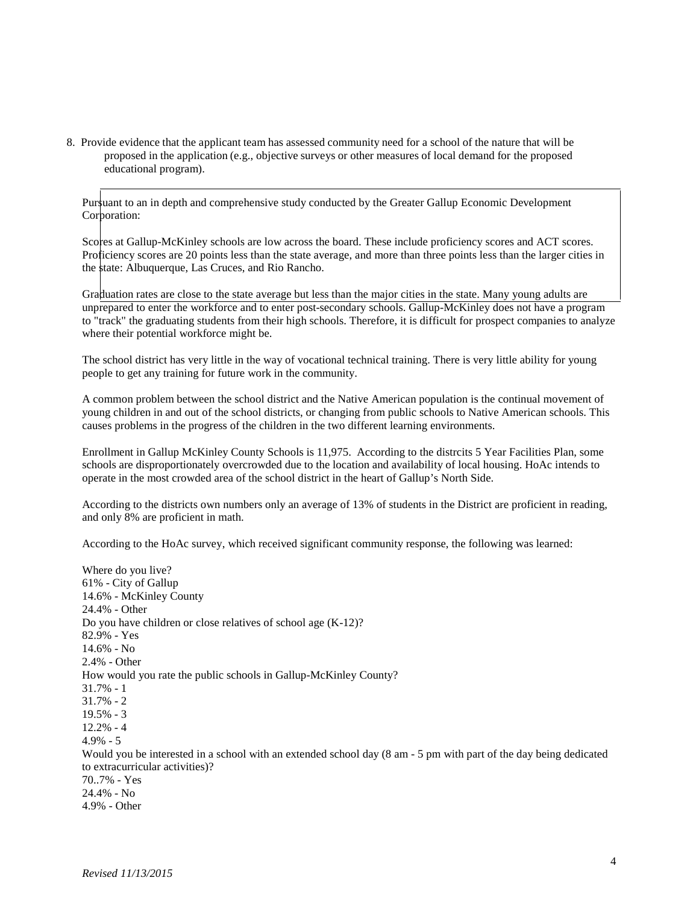8. Provide evidence that the applicant team has assessed community need for a school of the nature that will be proposed in the application (e.g., objective surveys or other measures of local demand for the proposed educational program).

Pursuant to an in depth and comprehensive study conducted by the Greater Gallup Economic Development Corporation:

Scores at Gallup-McKinley schools are low across the board. These include proficiency scores and ACT scores. Proficiency scores are 20 points less than the state average, and more than three points less than the larger cities in the state: Albuquerque, Las Cruces, and Rio Rancho.

Graduation rates are close to the state average but less than the major cities in the state. Many young adults are unprepared to enter the workforce and to enter post-secondary schools. Gallup-McKinley does not have a program to "track" the graduating students from their high schools. Therefore, it is difficult for prospect companies to analyze where their potential workforce might be.

The school district has very little in the way of vocational technical training. There is very little ability for young people to get any training for future work in the community.

A common problem between the school district and the Native American population is the continual movement of young children in and out of the school districts, or changing from public schools to Native American schools. This causes problems in the progress of the children in the two different learning environments.

Enrollment in Gallup McKinley County Schools is 11,975. According to the distrcits 5 Year Facilities Plan, some schools are disproportionately overcrowded due to the location and availability of local housing. HoAc intends to operate in the most crowded area of the school district in the heart of Gallup's North Side.

According to the districts own numbers only an average of 13% of students in the District are proficient in reading, and only 8% are proficient in math.

According to the HoAc survey, which received significant community response, the following was learned:

Where do you live?
61% - City of Gallup
14.6% - McKinley County
24.4% - Other
Do you have children or close relatives of school age (K-12)?
82.9% - Yes
14.6% - No
2.4% - Other
How would you rate the public schools in Gallup-McKinley County?
31.7% - 1
31.7% - 2
19.5% - 3
12.2% - 4
4.9% - 5
Would you be interested in a school with an extended school day (8 am - 5 pm with part of the day being dedicated to extracurricular activities)?
70..7% - Yes
24.4% - No
4.9% - Other

*Revised 11/13/2015*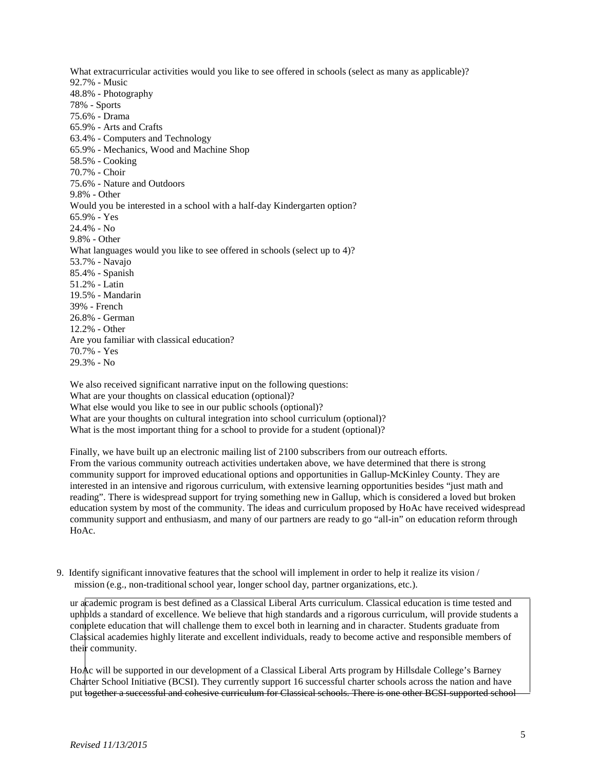What extracurricular activities would you like to see offered in schools (select as many as applicable)?
92.7% - Music
48.8% - Photography
78% - Sports
75.6% - Drama
65.9% - Arts and Crafts
63.4% - Computers and Technology
65.9% - Mechanics, Wood and Machine Shop
58.5% - Cooking
70.7% - Choir
75.6% - Nature and Outdoors
9.8% - Other
Would you be interested in a school with a half-day Kindergarten option?
65.9% - Yes
24.4% - No
9.8% - Other
What languages would you like to see offered in schools (select up to 4)?
53.7% - Navajo
85.4% - Spanish
51.2% - Latin
19.5% - Mandarin
39% - French
26.8% - German
12.2% - Other
Are you familiar with classical education?
70.7% - Yes
29.3% - No

We also received significant narrative input on the following questions:
What are your thoughts on classical education (optional)?
What else would you like to see in our public schools (optional)?
What are your thoughts on cultural integration into school curriculum (optional)?
What is the most important thing for a school to provide for a student (optional)?

Finally, we have built up an electronic mailing list of 2100 subscribers from our outreach efforts.
From the various community outreach activities undertaken above, we have determined that there is strong community support for improved educational options and opportunities in Gallup-McKinley County. They are interested in an intensive and rigorous curriculum, with extensive learning opportunities besides "just math and reading". There is widespread support for trying something new in Gallup, which is considered a loved but broken education system by most of the community. The ideas and curriculum proposed by HoAc have received widespread community support and enthusiasm, and many of our partners are ready to go "all-in" on education reform through HoAc.

9. Identify significant innovative features that the school will implement in order to help it realize its vision / mission (e.g., non-traditional school year, longer school day, partner organizations, etc.).

ur academic program is best defined as a Classical Liberal Arts curriculum. Classical education is time tested and upholds a standard of excellence. We believe that high standards and a rigorous curriculum, will provide students a complete education that will challenge them to excel both in learning and in character. Students graduate from Classical academies highly literate and excellent individuals, ready to become active and responsible members of their community.

HoAc will be supported in our development of a Classical Liberal Arts program by Hillsdale College's Barney Charter School Initiative (BCSI). They currently support 16 successful charter schools across the nation and have put together a successful and cohesive curriculum for Classical schools. There is one other BCSI-supported school

*Revised 11/13/2015*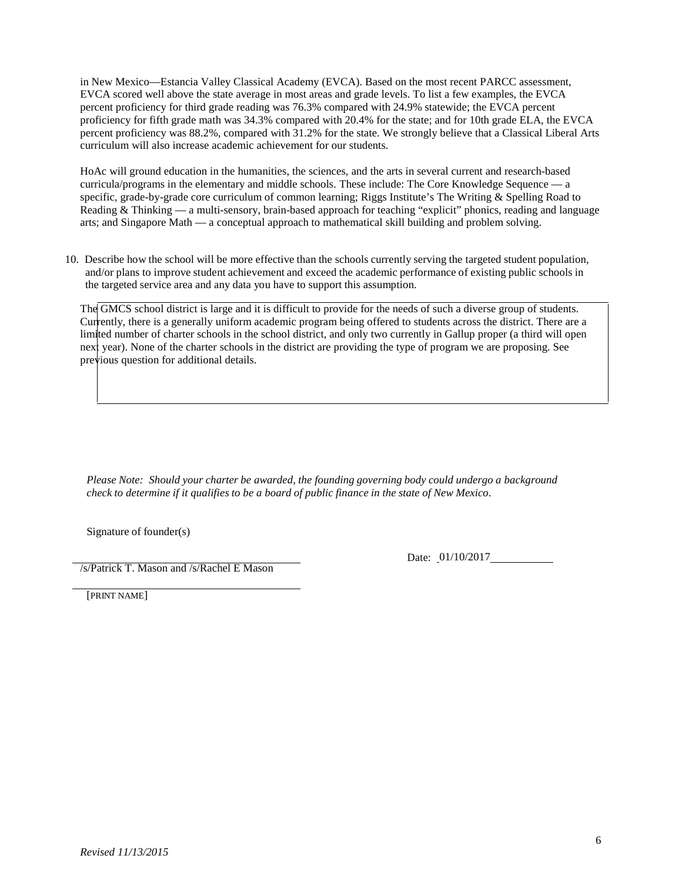in New Mexico—Estancia Valley Classical Academy (EVCA). Based on the most recent PARCC assessment, EVCA scored well above the state average in most areas and grade levels. To list a few examples, the EVCA percent proficiency for third grade reading was 76.3% compared with 24.9% statewide; the EVCA percent proficiency for fifth grade math was 34.3% compared with 20.4% for the state; and for 10th grade ELA, the EVCA percent proficiency was 88.2%, compared with 31.2% for the state. We strongly believe that a Classical Liberal Arts curriculum will also increase academic achievement for our students.

HoAc will ground education in the humanities, the sciences, and the arts in several current and research-based curricula/programs in the elementary and middle schools. These include: The Core Knowledge Sequence — a specific, grade-by-grade core curriculum of common learning; Riggs Institute's The Writing & Spelling Road to Reading & Thinking — a multi-sensory, brain-based approach for teaching "explicit" phonics, reading and language arts; and Singapore Math — a conceptual approach to mathematical skill building and problem solving.

10. Describe how the school will be more effective than the schools currently serving the targeted student population, and/or plans to improve student achievement and exceed the academic performance of existing public schools in the targeted service area and any data you have to support this assumption.

The GMCS school district is large and it is difficult to provide for the needs of such a diverse group of students. Currently, there is a generally uniform academic program being offered to students across the district. There are a limited number of charter schools in the school district, and only two currently in Gallup proper (a third will open next year). None of the charter schools in the district are providing the type of program we are proposing. See previous question for additional details.

*Please Note: Should your charter be awarded, the founding governing body could undergo a background check to determine if it qualifies to be a board of public finance in the state of New Mexico.*

Signature of founder(s)

/s/Patrick T. Mason and /s/Rachel E Mason

Date: 01/10/2017

[PRINT NAME]

*Revised 11/13/2015*